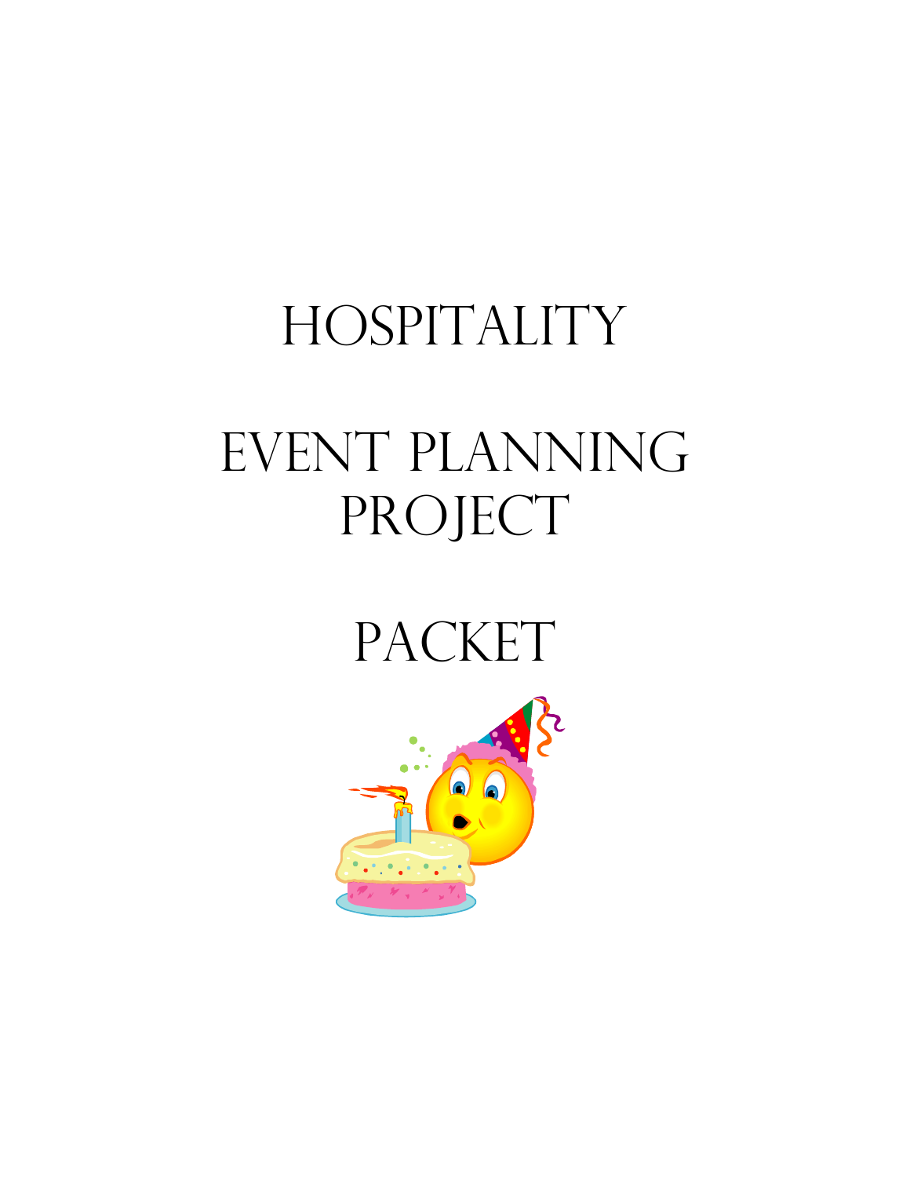# Hospitality

# Event Planning Project

# Packet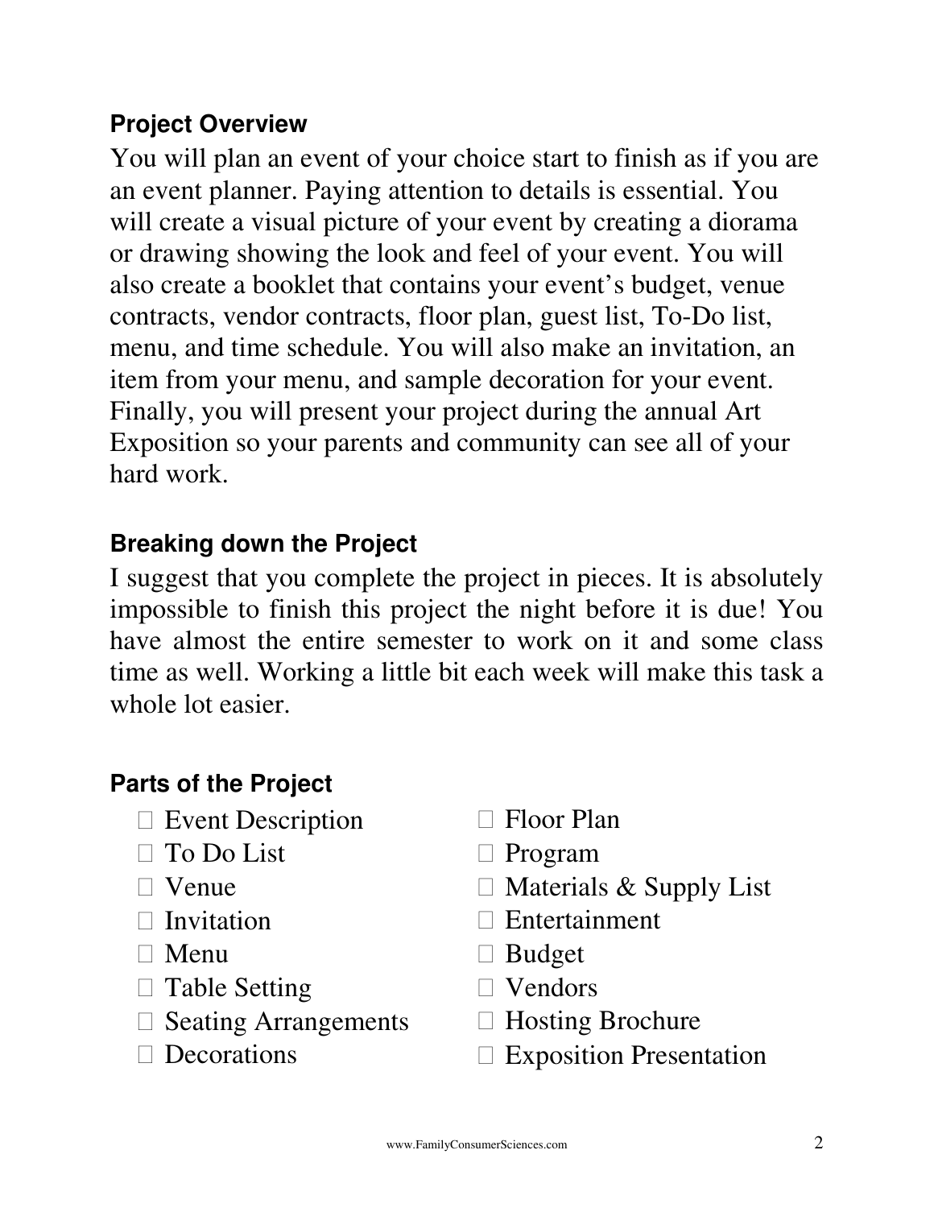## Project Overview

You will plan an event of your choice start to finish as if you are an event planner. Paying attention to details is essential. You will create a visual picture of your event by creating a diorama or drawing showing the look and feel of your event. You will also create a booklet that contains your event's budget, venue contracts, vendor contracts, floor plan, guest list, To-Do list, menu, and time schedule. You will also make an invitation, an item from your menu, and sample decoration for your event. Finally, you will present your project during the annual Art Exposition so your parents and community can see all of your hard work.

## Breaking down the Project

I suggest that you complete the project in pieces. It is absolutely impossible to finish this project the night before it is due! You have almost the entire semester to work on it and some class time as well. Working a little bit each week will make this task a whole lot easier.

## Parts of the Project

- [ ] Event Description
- [ ] To Do List
- [ ] Venue
- [ ] Invitation
- [ ] Menu
- [ ] Table Setting
- [ ] Seating Arrangements
- [ ] Decorations
- [ ] Floor Plan
- [ ] Program
- [ ] Materials & Supply List
- [ ] Entertainment
- [ ] Budget
- [ ] Vendors
- [ ] Hosting Brochure
- [ ] Exposition Presentation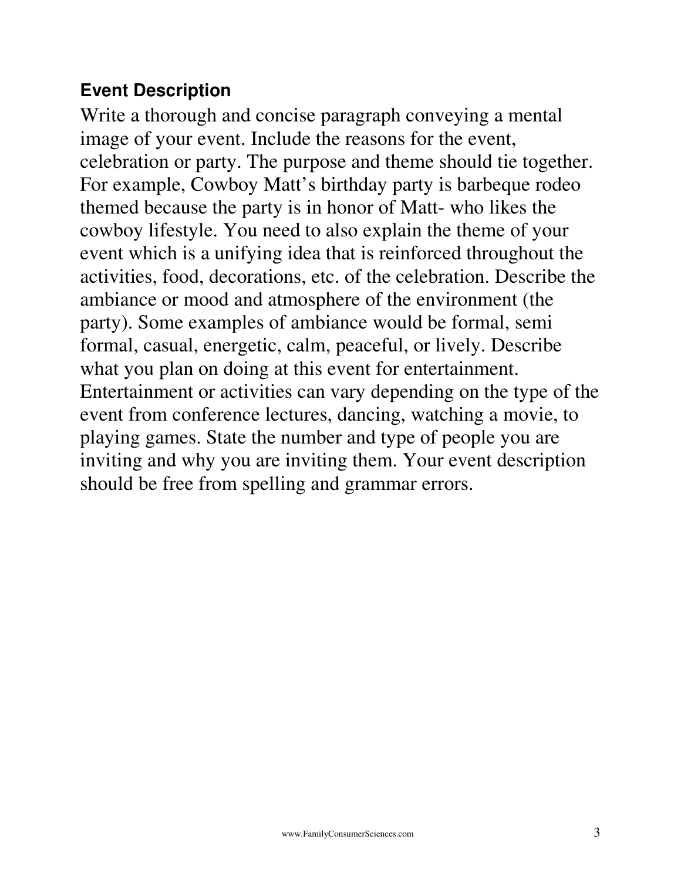### Event Description

Write a thorough and concise paragraph conveying a mental image of your event. Include the reasons for the event, celebration or party. The purpose and theme should tie together. For example, Cowboy Matt's birthday party is barbeque rodeo themed because the party is in honor of Matt- who likes the cowboy lifestyle. You need to also explain the theme of your event which is a unifying idea that is reinforced throughout the activities, food, decorations, etc. of the celebration. Describe the ambiance or mood and atmosphere of the environment (the party). Some examples of ambiance would be formal, semi formal, casual, energetic, calm, peaceful, or lively. Describe what you plan on doing at this event for entertainment. Entertainment or activities can vary depending on the type of the event from conference lectures, dancing, watching a movie, to playing games. State the number and type of people you are inviting and why you are inviting them. Your event description should be free from spelling and grammar errors.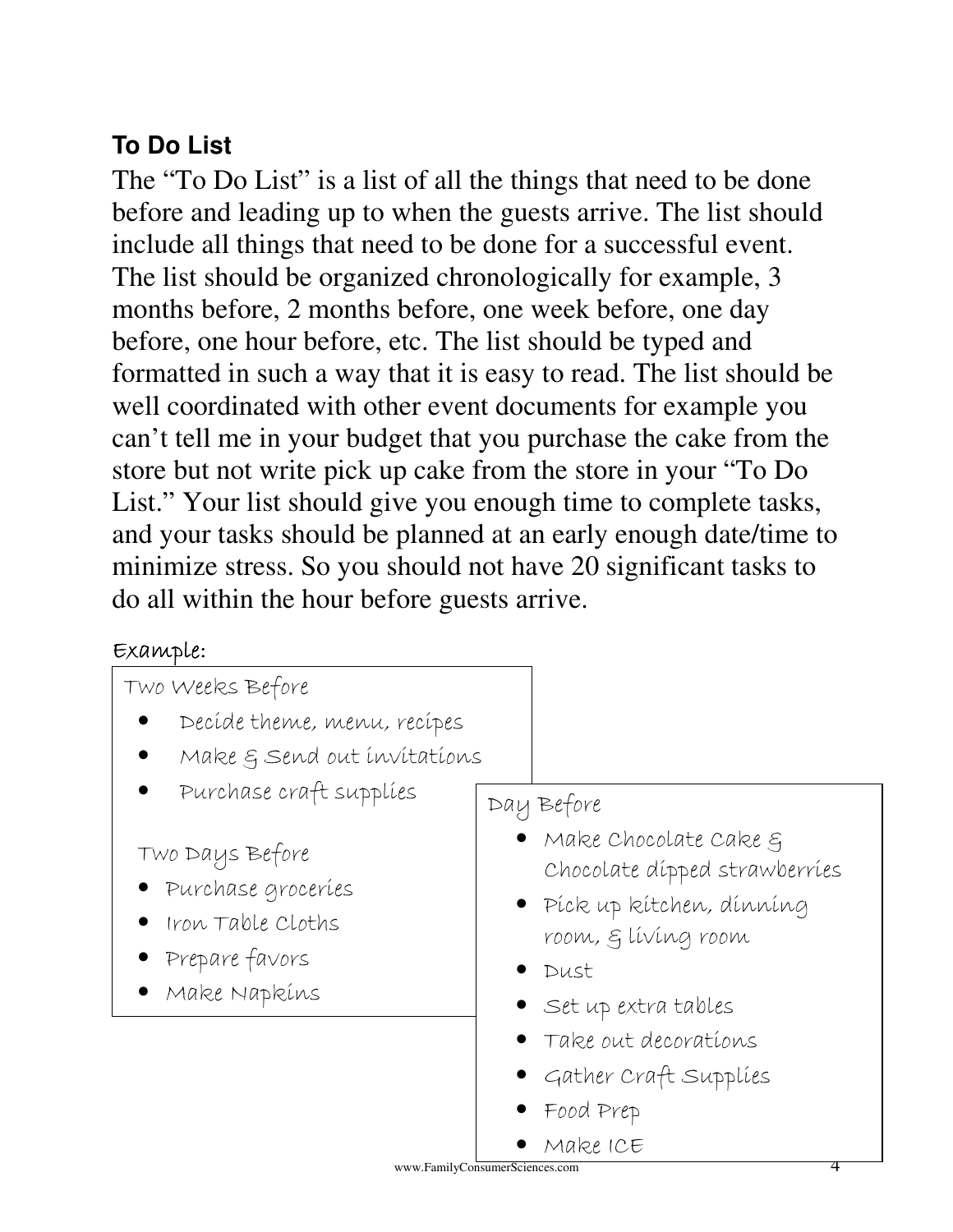## To Do List

The "To Do List" is a list of all the things that need to be done before and leading up to when the guests arrive. The list should include all things that need to be done for a successful event. The list should be organized chronologically for example, 3 months before, 2 months before, one week before, one day before, one hour before, etc. The list should be typed and formatted in such a way that it is easy to read. The list should be well coordinated with other event documents for example you can't tell me in your budget that you purchase the cake from the store but not write pick up cake from the store in your "To Do List." Your list should give you enough time to complete tasks, and your tasks should be planned at an early enough date/time to minimize stress. So you should not have 20 significant tasks to do all within the hour before guests arrive.

Example:

Two Weeks Before

- Decide theme, menu, recipes
- Make & Send out invitations
- Purchase craft supplies

Two Days Before

- Purchase groceries
- Iron Table Cloths
- Prepare favors
- Make Napkins

Day Before

- Make Chocolate Cake & Chocolate dipped strawberries
- Pick up kitchen, dinning room, & living room
- Dust
- Set up extra tables
- Take out decorations
- Gather Craft Supplies
- Food Prep
- Make ICE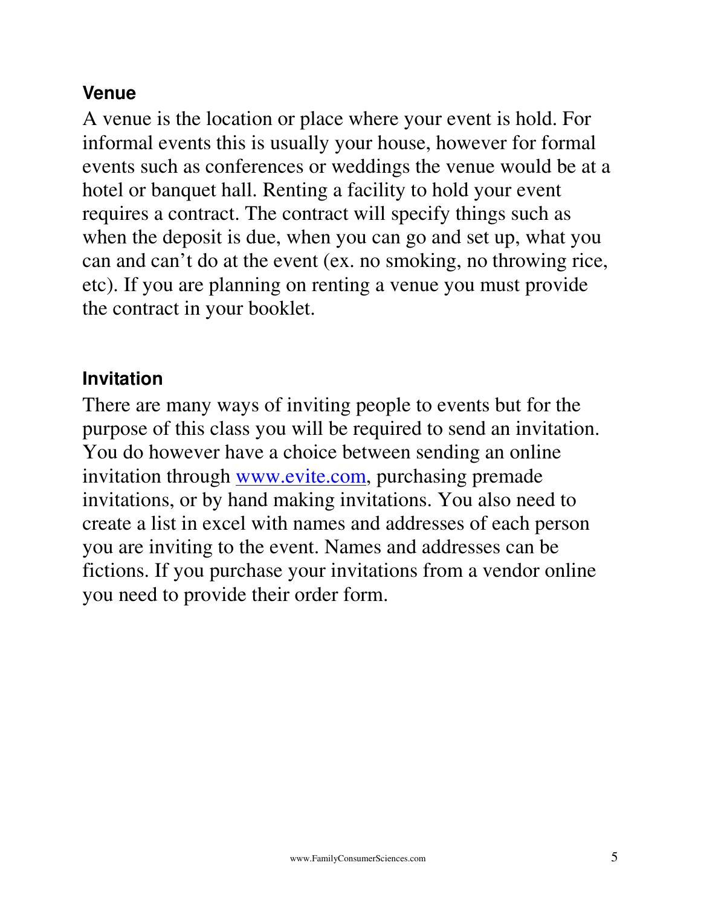## Venue

A venue is the location or place where your event is hold. For informal events this is usually your house, however for formal events such as conferences or weddings the venue would be at a hotel or banquet hall. Renting a facility to hold your event requires a contract. The contract will specify things such as when the deposit is due, when you can go and set up, what you can and can't do at the event (ex. no smoking, no throwing rice, etc). If you are planning on renting a venue you must provide the contract in your booklet.

## Invitation

There are many ways of inviting people to events but for the purpose of this class you will be required to send an invitation. You do however have a choice between sending an online invitation through [www.evite.com](http://www.evite.com), purchasing premade invitations, or by hand making invitations. You also need to create a list in excel with names and addresses of each person you are inviting to the event. Names and addresses can be fictions. If you purchase your invitations from a vendor online you need to provide their order form.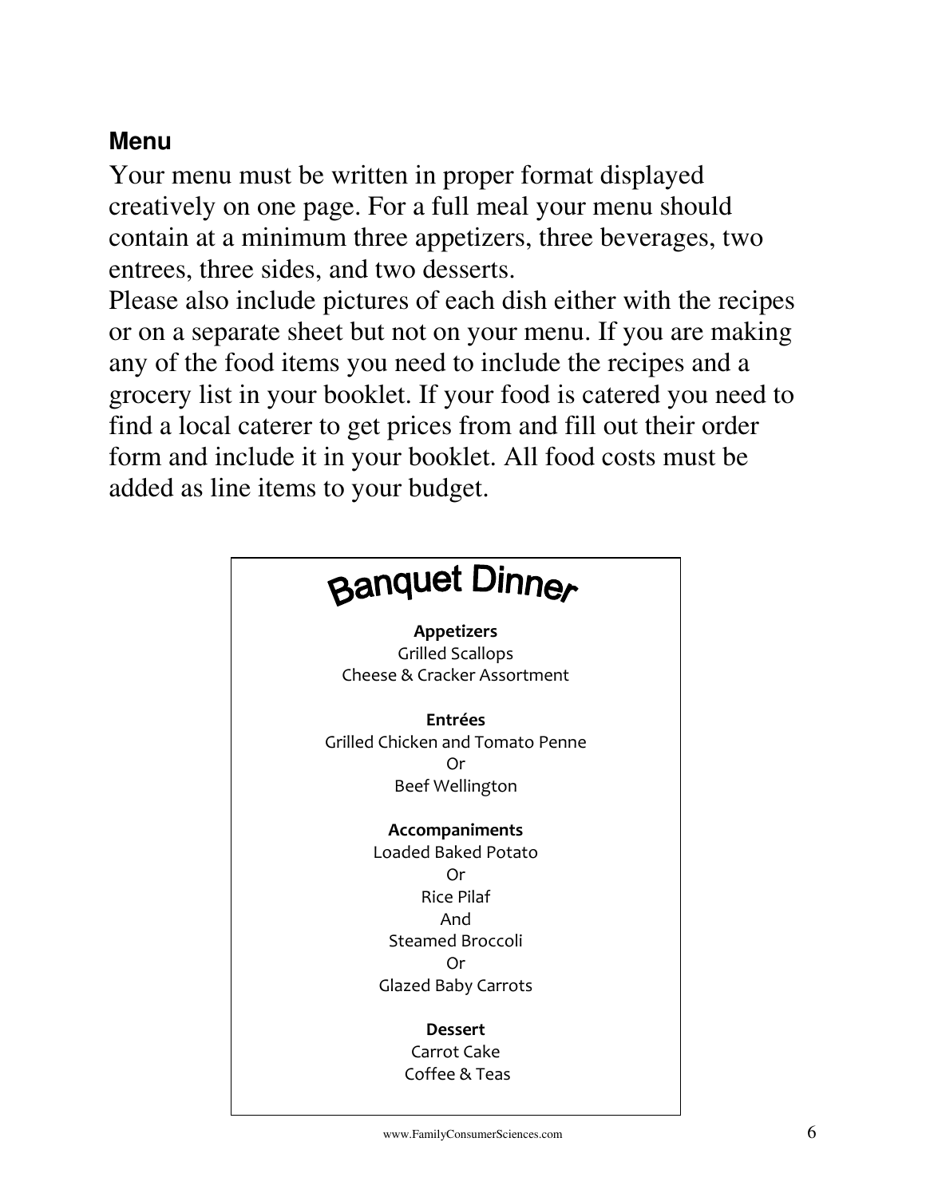## Menu

Your menu must be written in proper format displayed creatively on one page. For a full meal your menu should contain at a minimum three appetizers, three beverages, two entrees, three sides, and two desserts.
Please also include pictures of each dish either with the recipes or on a separate sheet but not on your menu. If you are making any of the food items you need to include the recipes and a grocery list in your booklet. If your food is catered you need to find a local caterer to get prices from and fill out their order form and include it in your booklet. All food costs must be added as line items to your budget.

### Banquet Dinner

**Appetizers**
Grilled Scallops
Cheese & Cracker Assortment

**Entrées**
Grilled Chicken and Tomato Penne
Or
Beef Wellington

**Accompaniments**
Loaded Baked Potato
Or
Rice Pilaf
And
Steamed Broccoli
Or
Glazed Baby Carrots

**Dessert**
Carrot Cake
Coffee & Teas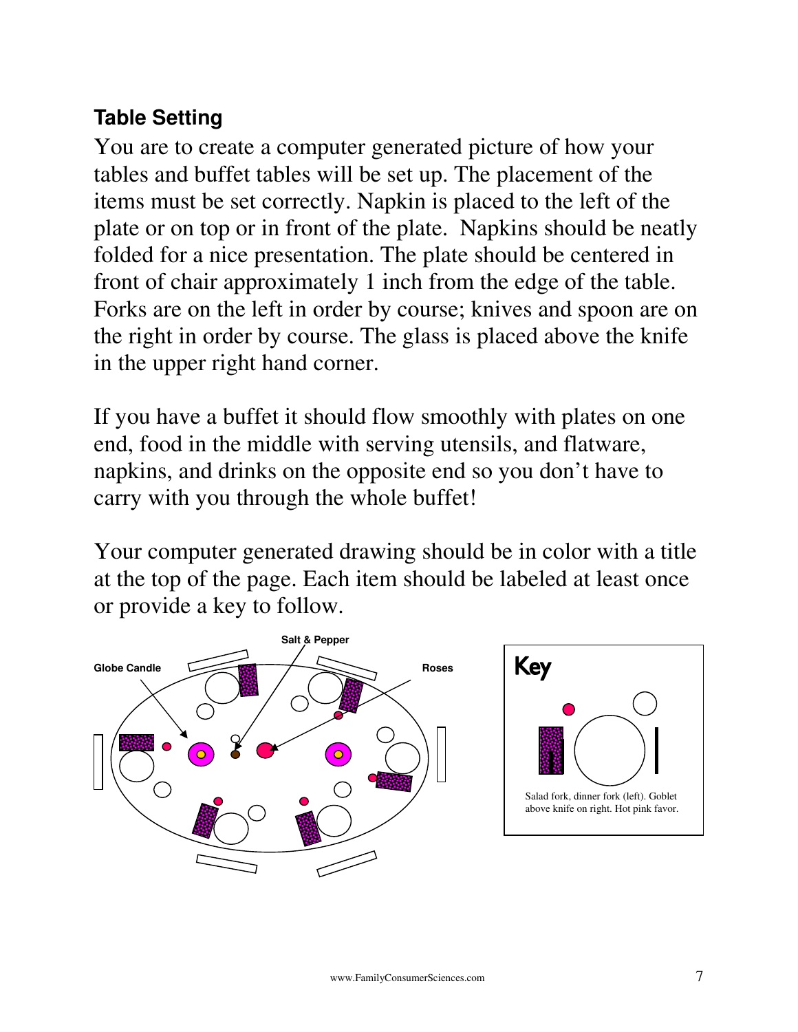## Table Setting

You are to create a computer generated picture of how your tables and buffet tables will be set up. The placement of the items must be set correctly. Napkin is placed to the left of the plate or on top or in front of the plate. Napkins should be neatly folded for a nice presentation. The plate should be centered in front of chair approximately 1 inch from the edge of the table. Forks are on the left in order by course; knives and spoon are on the right in order by course. The glass is placed above the knife in the upper right hand corner.

If you have a buffet it should flow smoothly with plates on one end, food in the middle with serving utensils, and flatware, napkins, and drinks on the opposite end so you don't have to carry with you through the whole buffet!

Your computer generated drawing should be in color with a title at the top of the page. Each item should be labeled at least once or provide a key to follow.

Globe Candle

Salt & Pepper

Roses

**Key**

Salad fork, dinner fork (left). Goblet above knife on right. Hot pink favor.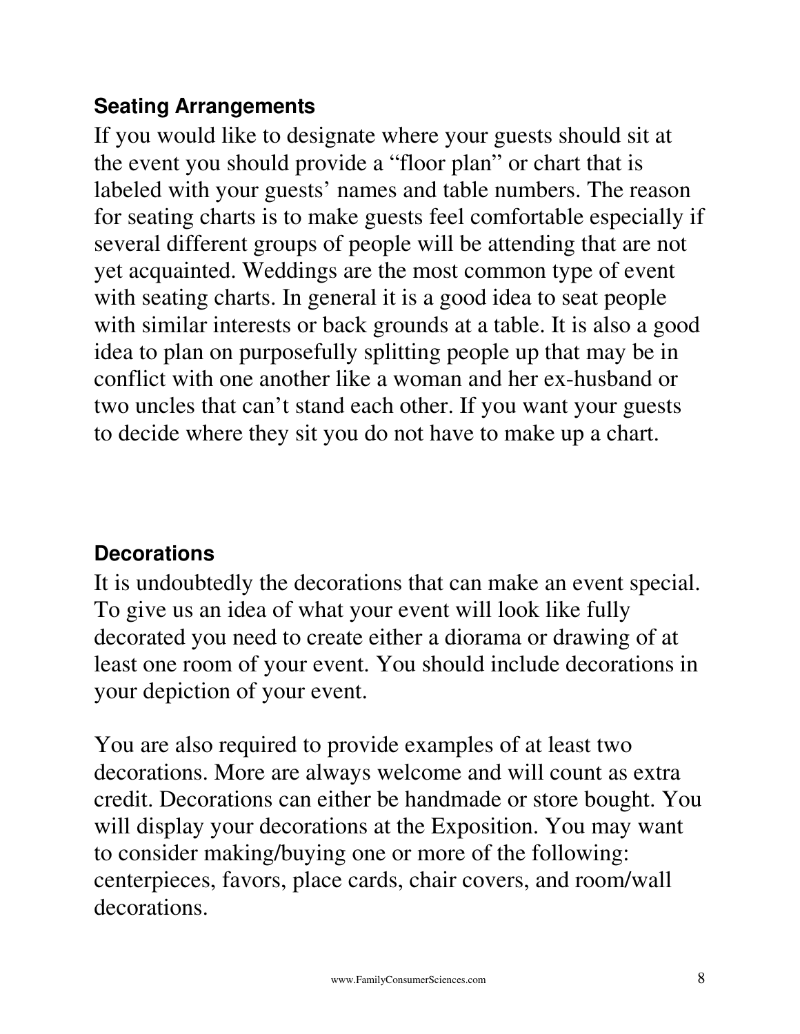### Seating Arrangements

If you would like to designate where your guests should sit at the event you should provide a "floor plan" or chart that is labeled with your guests' names and table numbers. The reason for seating charts is to make guests feel comfortable especially if several different groups of people will be attending that are not yet acquainted. Weddings are the most common type of event with seating charts. In general it is a good idea to seat people with similar interests or back grounds at a table. It is also a good idea to plan on purposefully splitting people up that may be in conflict with one another like a woman and her ex-husband or two uncles that can't stand each other. If you want your guests to decide where they sit you do not have to make up a chart.

### Decorations

It is undoubtedly the decorations that can make an event special. To give us an idea of what your event will look like fully decorated you need to create either a diorama or drawing of at least one room of your event. You should include decorations in your depiction of your event.

You are also required to provide examples of at least two decorations. More are always welcome and will count as extra credit. Decorations can either be handmade or store bought. You will display your decorations at the Exposition. You may want to consider making/buying one or more of the following: centerpieces, favors, place cards, chair covers, and room/wall decorations.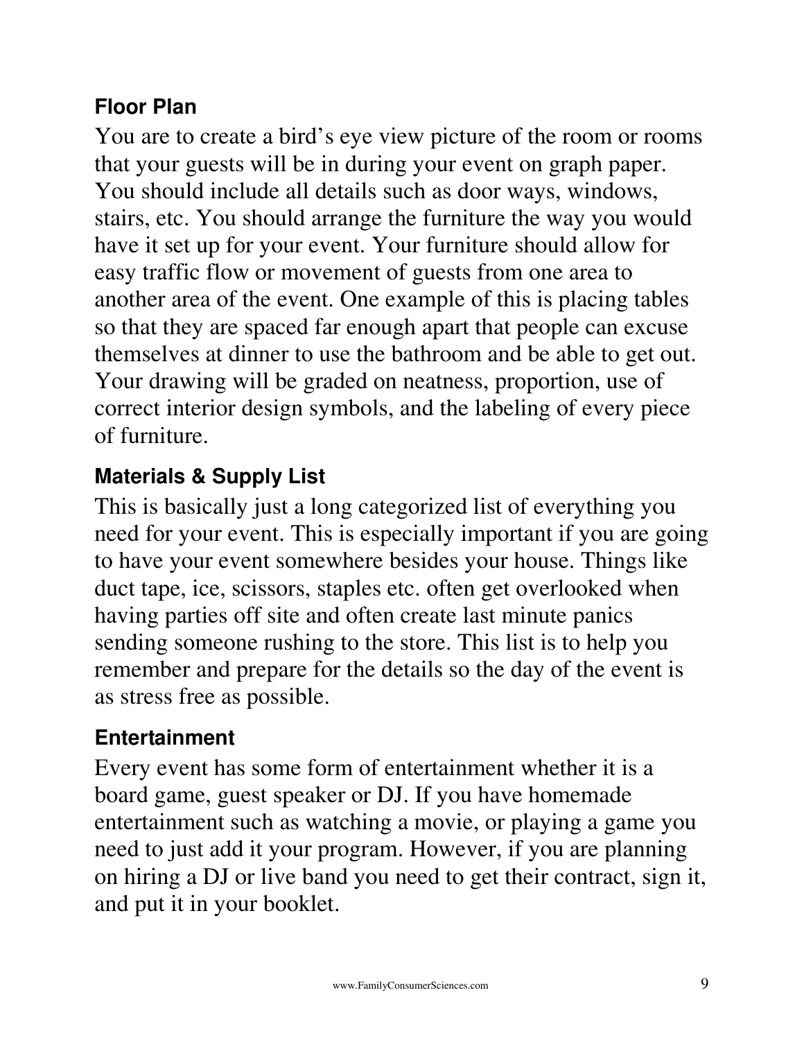### Floor Plan

You are to create a bird's eye view picture of the room or rooms that your guests will be in during your event on graph paper. You should include all details such as door ways, windows, stairs, etc. You should arrange the furniture the way you would have it set up for your event. Your furniture should allow for easy traffic flow or movement of guests from one area to another area of the event. One example of this is placing tables so that they are spaced far enough apart that people can excuse themselves at dinner to use the bathroom and be able to get out. Your drawing will be graded on neatness, proportion, use of correct interior design symbols, and the labeling of every piece of furniture.

### Materials & Supply List

This is basically just a long categorized list of everything you need for your event. This is especially important if you are going to have your event somewhere besides your house. Things like duct tape, ice, scissors, staples etc. often get overlooked when having parties off site and often create last minute panics sending someone rushing to the store. This list is to help you remember and prepare for the details so the day of the event is as stress free as possible.

### Entertainment

Every event has some form of entertainment whether it is a board game, guest speaker or DJ. If you have homemade entertainment such as watching a movie, or playing a game you need to just add it your program. However, if you are planning on hiring a DJ or live band you need to get their contract, sign it, and put it in your booklet.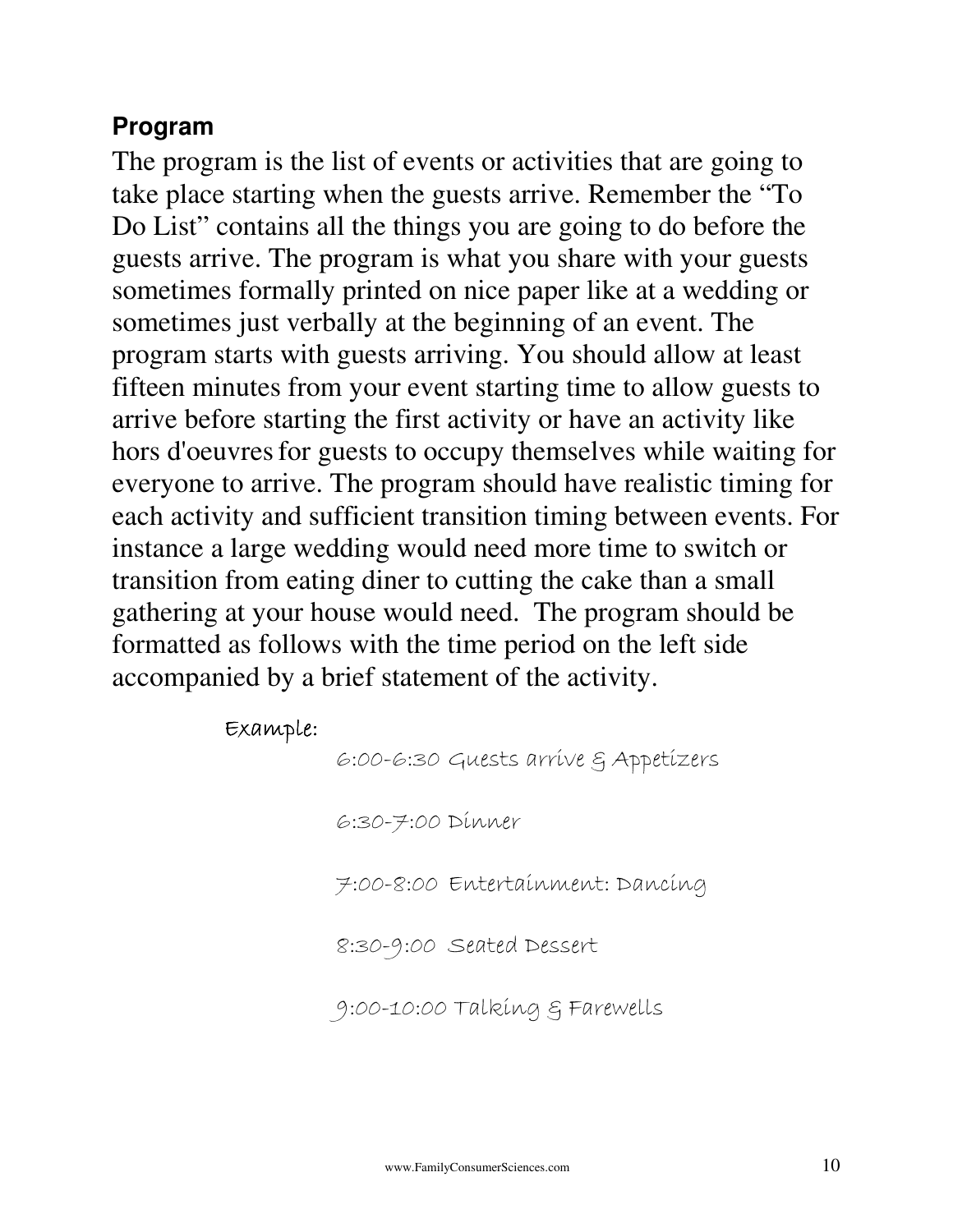## Program

The program is the list of events or activities that are going to take place starting when the guests arrive. Remember the "To Do List" contains all the things you are going to do before the guests arrive. The program is what you share with your guests sometimes formally printed on nice paper like at a wedding or sometimes just verbally at the beginning of an event. The program starts with guests arriving. You should allow at least fifteen minutes from your event starting time to allow guests to arrive before starting the first activity or have an activity like hors d'oeuvres for guests to occupy themselves while waiting for everyone to arrive. The program should have realistic timing for each activity and sufficient transition timing between events. For instance a large wedding would need more time to switch or transition from eating diner to cutting the cake than a small gathering at your house would need. The program should be formatted as follows with the time period on the left side accompanied by a brief statement of the activity.

Example:

6:00-6:30 Guests arrive & Appetizers

6:30-7:00 Dinner

7:00-8:00 Entertainment: Dancing

8:30-9:00 Seated Dessert

9:00-10:00 Talking & Farewells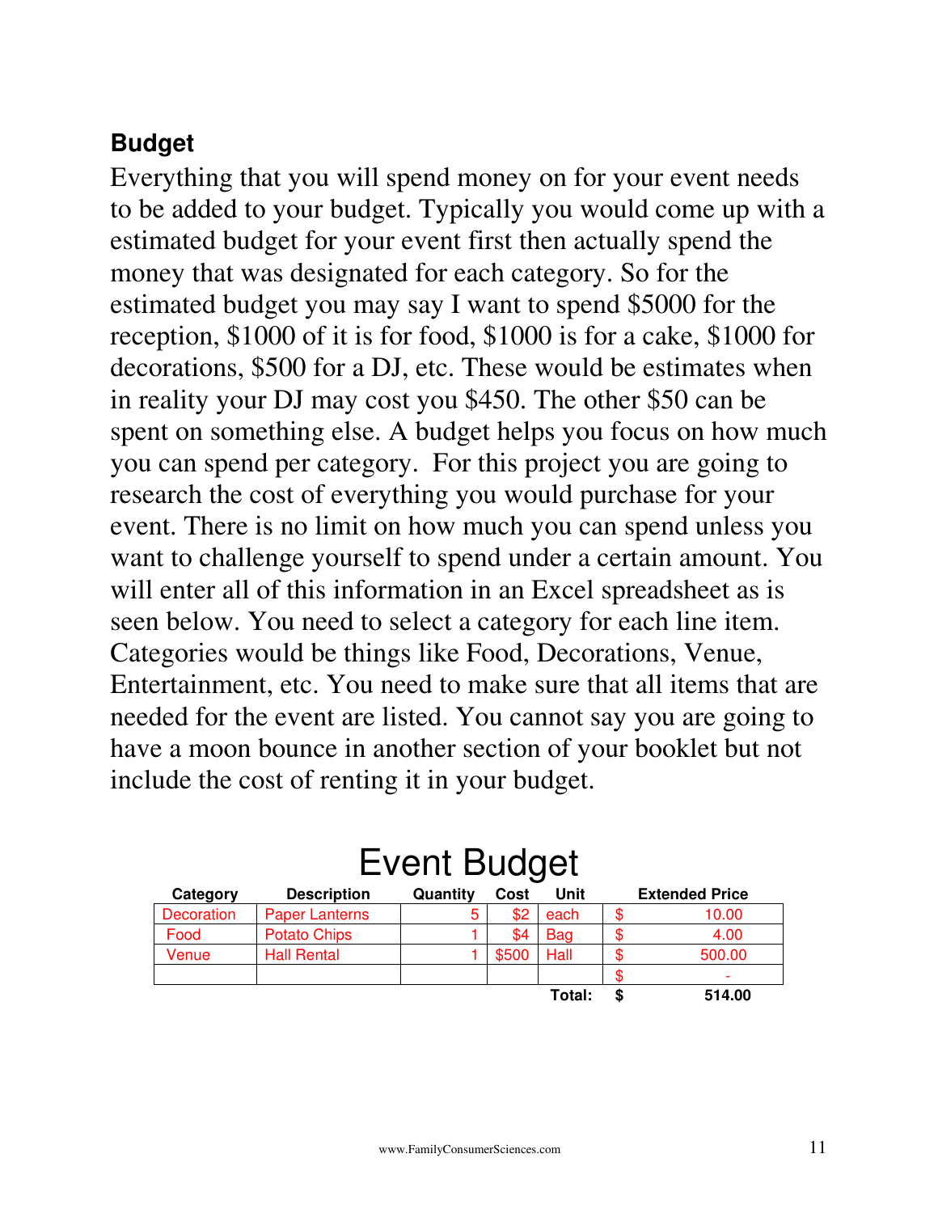## Budget

Everything that you will spend money on for your event needs to be added to your budget. Typically you would come up with a estimated budget for your event first then actually spend the money that was designated for each category. So for the estimated budget you may say I want to spend $5000 for the reception, $1000 of it is for food, $1000 is for a cake, $1000 for decorations, $500 for a DJ, etc. These would be estimates when in reality your DJ may cost you $450. The other $50 can be spent on something else. A budget helps you focus on how much you can spend per category. For this project you are going to research the cost of everything you would purchase for your event. There is no limit on how much you can spend unless you want to challenge yourself to spend under a certain amount. You will enter all of this information in an Excel spreadsheet as is seen below. You need to select a category for each line item. Categories would be things like Food, Decorations, Venue, Entertainment, etc. You need to make sure that all items that are needed for the event are listed. You cannot say you are going to have a moon bounce in another section of your booklet but not include the cost of renting it in your budget.

### Event Budget

| Category | Description | Quantity | Cost | Unit | Extended Price |
|---|---|---|---|---|---|
| Decoration | Paper Lanterns | 5 | $2 | each | $ 10.00 |
| Food | Potato Chips | 1 | $4 | Bag | $ 4.00 |
| Venue | Hall Rental | 1 | $500 | Hall | $ 500.00 |
| | | | | | $ - |
| | | | | **Total:** | **$ 514.00** |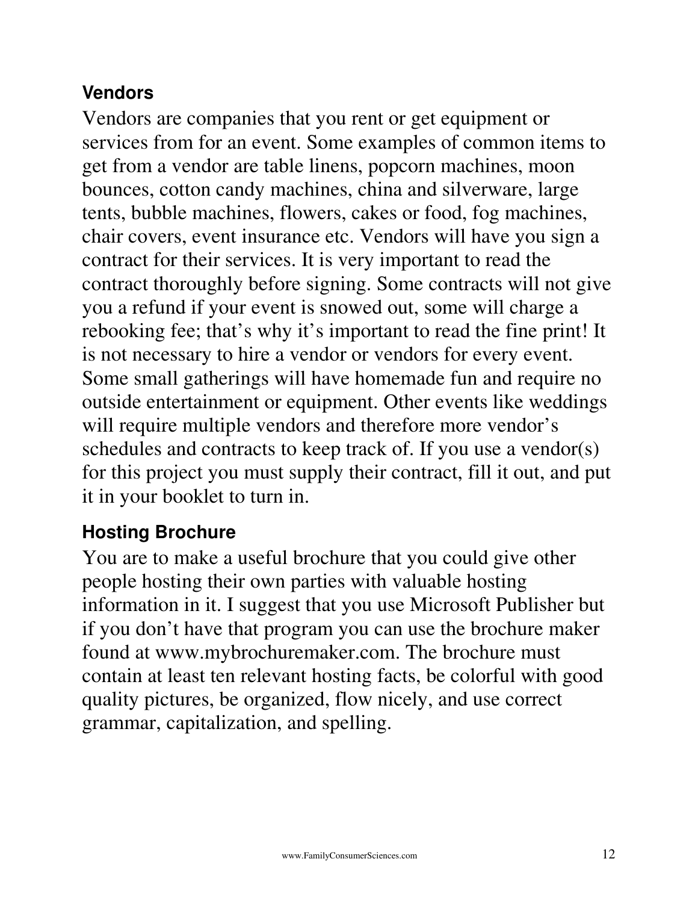## Vendors

Vendors are companies that you rent or get equipment or services from for an event. Some examples of common items to get from a vendor are table linens, popcorn machines, moon bounces, cotton candy machines, china and silverware, large tents, bubble machines, flowers, cakes or food, fog machines, chair covers, event insurance etc. Vendors will have you sign a contract for their services. It is very important to read the contract thoroughly before signing. Some contracts will not give you a refund if your event is snowed out, some will charge a rebooking fee; that's why it's important to read the fine print! It is not necessary to hire a vendor or vendors for every event. Some small gatherings will have homemade fun and require no outside entertainment or equipment. Other events like weddings will require multiple vendors and therefore more vendor's schedules and contracts to keep track of. If you use a vendor(s) for this project you must supply their contract, fill it out, and put it in your booklet to turn in.

## Hosting Brochure

You are to make a useful brochure that you could give other people hosting their own parties with valuable hosting information in it. I suggest that you use Microsoft Publisher but if you don't have that program you can use the brochure maker found at www.mybrochuremaker.com. The brochure must contain at least ten relevant hosting facts, be colorful with good quality pictures, be organized, flow nicely, and use correct grammar, capitalization, and spelling.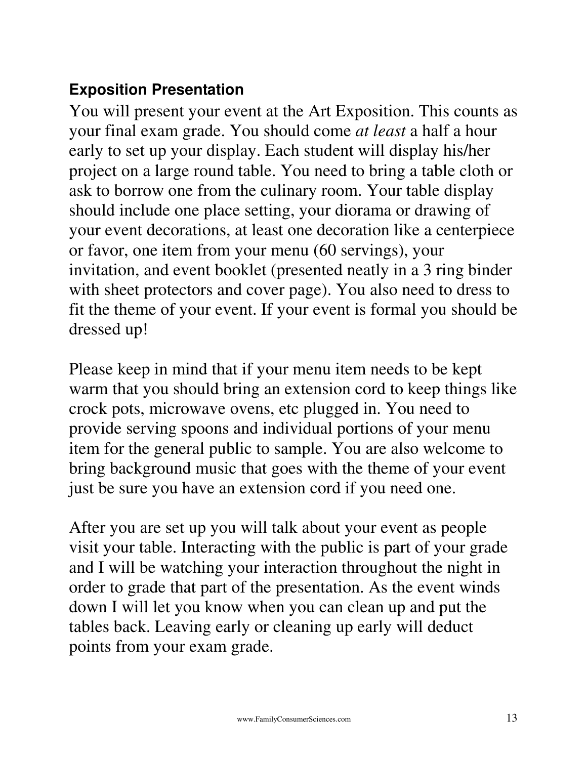### Exposition Presentation

You will present your event at the Art Exposition. This counts as your final exam grade. You should come *at least* a half a hour early to set up your display. Each student will display his/her project on a large round table. You need to bring a table cloth or ask to borrow one from the culinary room. Your table display should include one place setting, your diorama or drawing of your event decorations, at least one decoration like a centerpiece or favor, one item from your menu (60 servings), your invitation, and event booklet (presented neatly in a 3 ring binder with sheet protectors and cover page). You also need to dress to fit the theme of your event. If your event is formal you should be dressed up!

Please keep in mind that if your menu item needs to be kept warm that you should bring an extension cord to keep things like crock pots, microwave ovens, etc plugged in. You need to provide serving spoons and individual portions of your menu item for the general public to sample. You are also welcome to bring background music that goes with the theme of your event just be sure you have an extension cord if you need one.

After you are set up you will talk about your event as people visit your table. Interacting with the public is part of your grade and I will be watching your interaction throughout the night in order to grade that part of the presentation. As the event winds down I will let you know when you can clean up and put the tables back. Leaving early or cleaning up early will deduct points from your exam grade.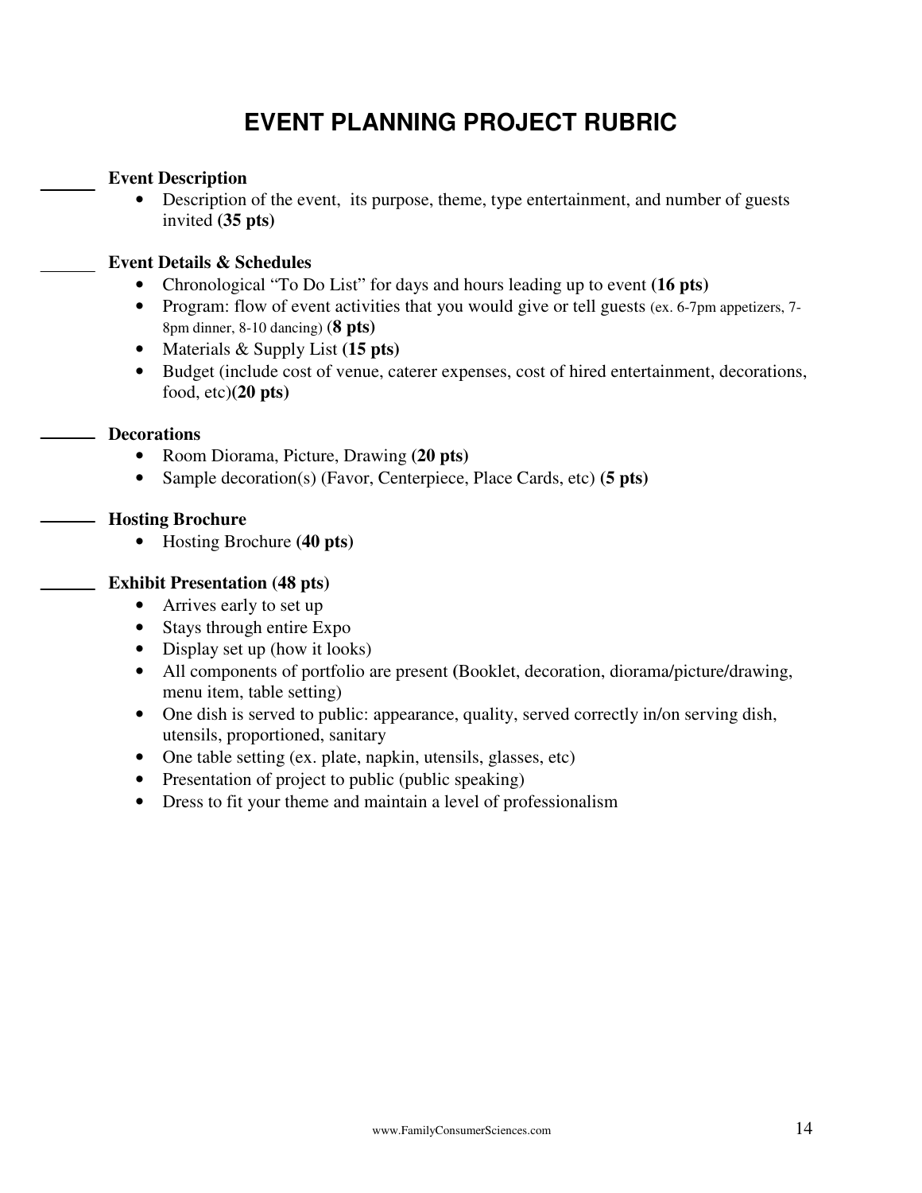# EVENT PLANNING PROJECT RUBRIC

______ **Event Description**

- Description of the event, its purpose, theme, type entertainment, and number of guests invited **(35 pts)**

______ **Event Details & Schedules**

- Chronological "To Do List" for days and hours leading up to event **(16 pts)**
- Program: flow of event activities that you would give or tell guests (ex. 6-7pm appetizers, 7-8pm dinner, 8-10 dancing) **(8 pts)**
- Materials & Supply List **(15 pts)**
- Budget (include cost of venue, caterer expenses, cost of hired entertainment, decorations, food, etc)**(20 pts)**

______ **Decorations**

- Room Diorama, Picture, Drawing **(20 pts)**
- Sample decoration(s) (Favor, Centerpiece, Place Cards, etc) **(5 pts)**

______ **Hosting Brochure**

- Hosting Brochure **(40 pts)**

______ **Exhibit Presentation (48 pts)**

- Arrives early to set up
- Stays through entire Expo
- Display set up (how it looks)
- All components of portfolio are present (Booklet, decoration, diorama/picture/drawing, menu item, table setting)
- One dish is served to public: appearance, quality, served correctly in/on serving dish, utensils, proportioned, sanitary
- One table setting (ex. plate, napkin, utensils, glasses, etc)
- Presentation of project to public (public speaking)
- Dress to fit your theme and maintain a level of professionalism

www.FamilyConsumerSciences.com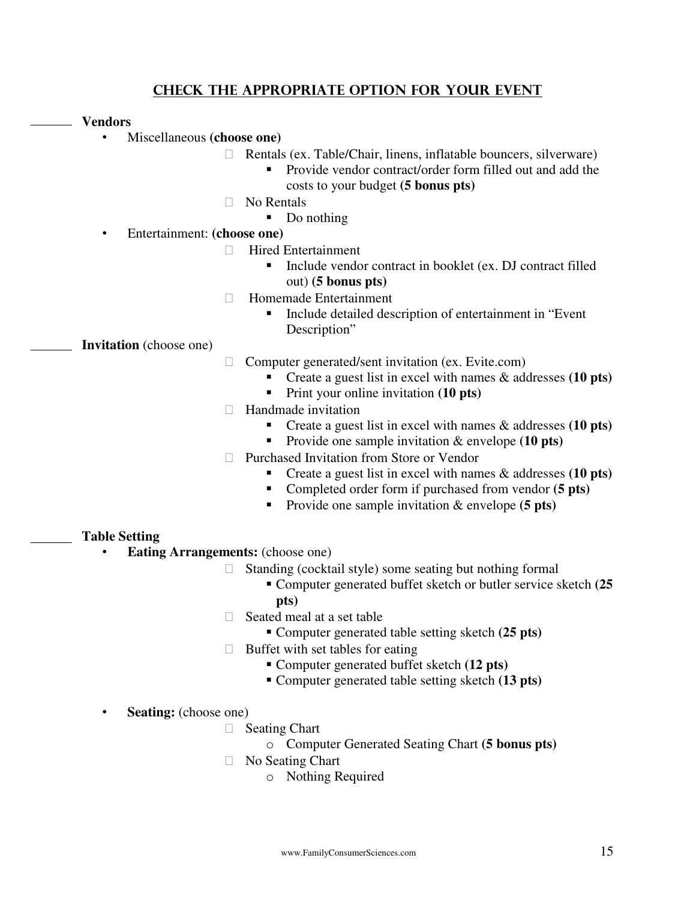## CHECK THE APPROPRIATE OPTION FOR YOUR EVENT

______ **Vendors**

- Miscellaneous **(choose one)**
  - ☐ Rentals (ex. Table/Chair, linens, inflatable bouncers, silverware)
    - Provide vendor contract/order form filled out and add the costs to your budget **(5 bonus pts)**
  - ☐ No Rentals
    - Do nothing
- Entertainment: **(choose one)**
  - ☐ Hired Entertainment
    - Include vendor contract in booklet (ex. DJ contract filled out) **(5 bonus pts)**
  - ☐ Homemade Entertainment
    - Include detailed description of entertainment in "Event Description"

______ **Invitation** (choose one)

- ☐ Computer generated/sent invitation (ex. Evite.com)
  - Create a guest list in excel with names & addresses **(10 pts)**
  - Print your online invitation **(10 pts)**
- ☐ Handmade invitation
  - Create a guest list in excel with names & addresses **(10 pts)**
  - Provide one sample invitation & envelope **(10 pts)**
- ☐ Purchased Invitation from Store or Vendor
  - Create a guest list in excel with names & addresses **(10 pts)**
  - Completed order form if purchased from vendor **(5 pts)**
  - Provide one sample invitation & envelope **(5 pts)**

______ **Table Setting**

- **Eating Arrangements:** (choose one)
  - ☐ Standing (cocktail style) some seating but nothing formal
    - Computer generated buffet sketch or butler service sketch **(25 pts)**
  - ☐ Seated meal at a set table
    - Computer generated table setting sketch **(25 pts)**
  - ☐ Buffet with set tables for eating
    - Computer generated buffet sketch **(12 pts)**
    - Computer generated table setting sketch **(13 pts)**
- **Seating:** (choose one)
  - ☐ Seating Chart
    - Computer Generated Seating Chart **(5 bonus pts)**
  - ☐ No Seating Chart
    - Nothing Required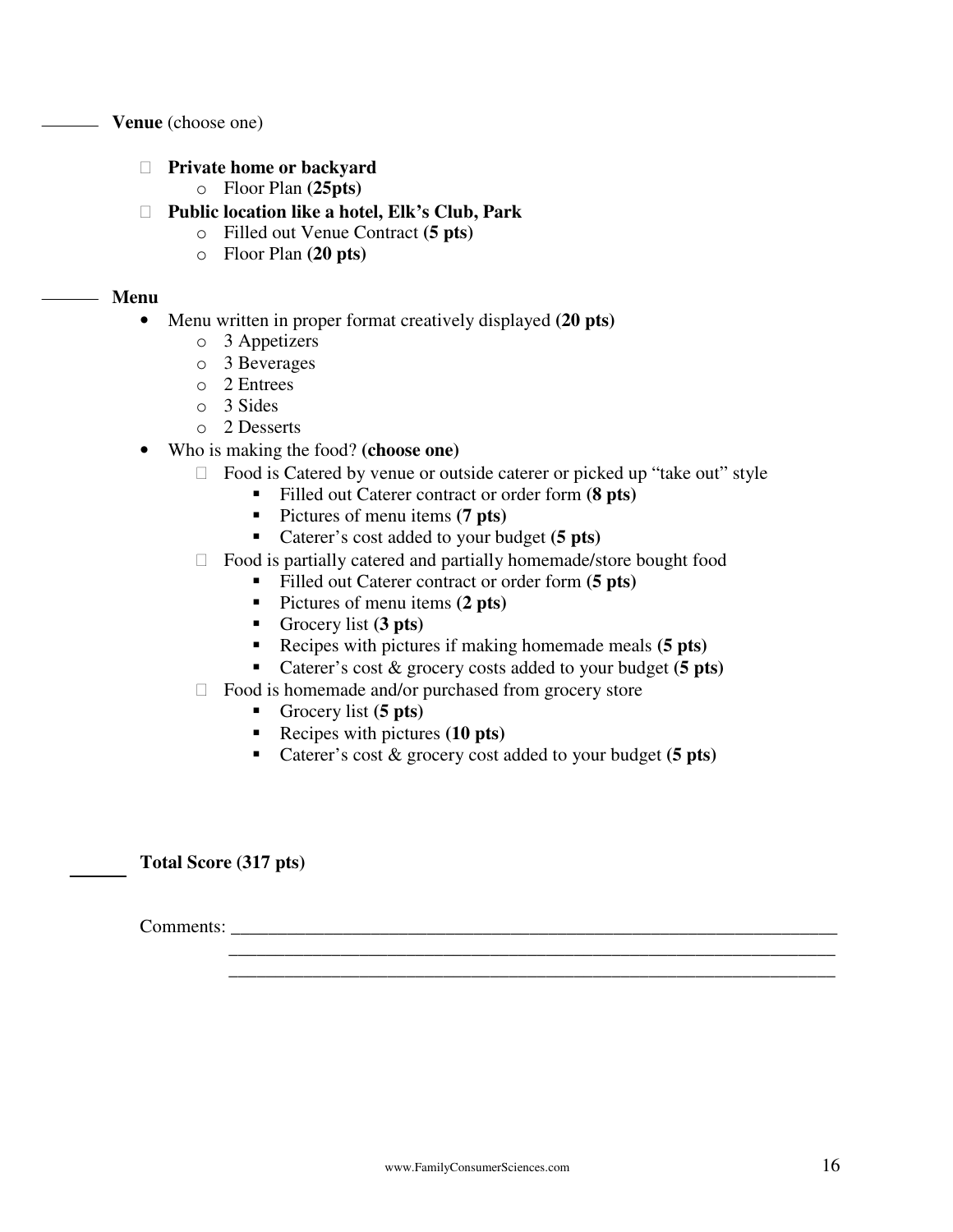_______ **Venue** (choose one)

- ☐ **Private home or backyard**
  - Floor Plan **(25pts)**
- ☐ **Public location like a hotel, Elk's Club, Park**
  - Filled out Venue Contract **(5 pts)**
  - Floor Plan **(20 pts)**

_______ **Menu**

- Menu written in proper format creatively displayed **(20 pts)**
  - 3 Appetizers
  - 3 Beverages
  - 2 Entrees
  - 3 Sides
  - 2 Desserts
- Who is making the food? **(choose one)**
  - ☐ Food is Catered by venue or outside caterer or picked up "take out" style
    - Filled out Caterer contract or order form **(8 pts)**
    - Pictures of menu items **(7 pts)**
    - Caterer's cost added to your budget **(5 pts)**
  - ☐ Food is partially catered and partially homemade/store bought food
    - Filled out Caterer contract or order form **(5 pts)**
    - Pictures of menu items **(2 pts)**
    - Grocery list **(3 pts)**
    - Recipes with pictures if making homemade meals **(5 pts)**
    - Caterer's cost & grocery costs added to your budget **(5 pts)**
  - ☐ Food is homemade and/or purchased from grocery store
    - Grocery list **(5 pts)**
    - Recipes with pictures **(10 pts)**
    - Caterer's cost & grocery cost added to your budget **(5 pts)**

______ **Total Score (317 pts)**

Comments: ______________________________________________________________________
______________________________________________________________________
______________________________________________________________________

www.FamilyConsumerSciences.com